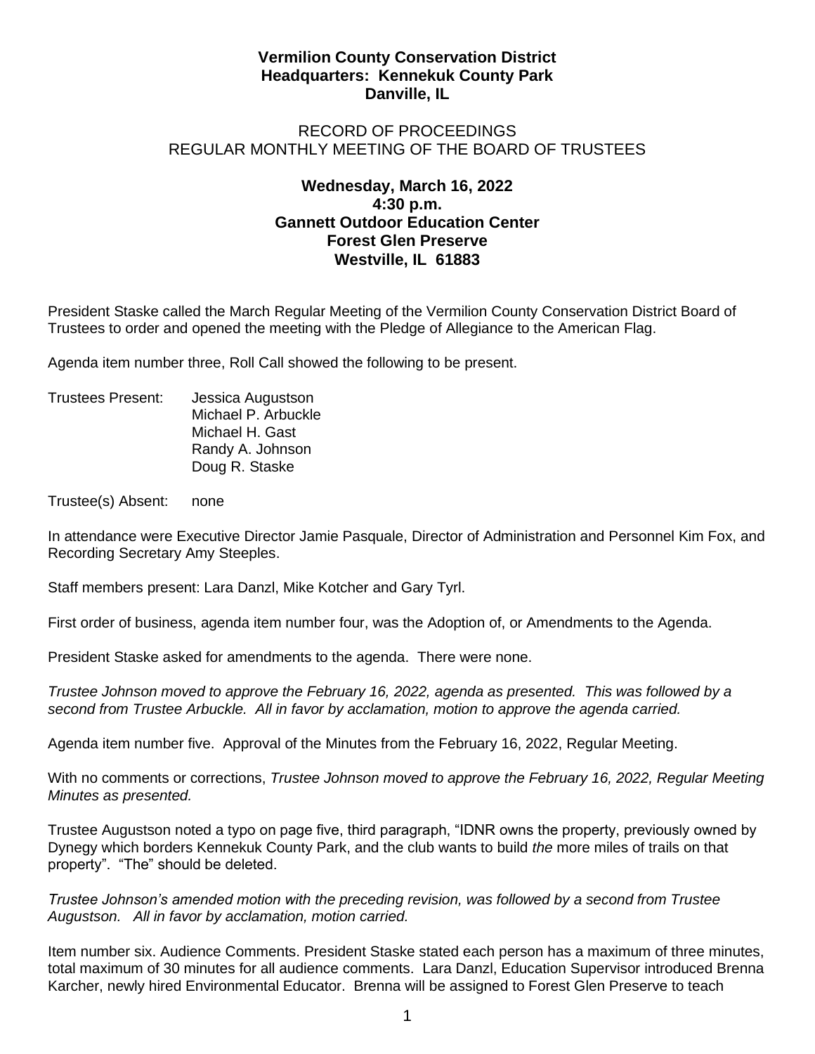**Vermilion County Conservation District**
**Headquarters: Kennekuk County Park**
**Danville, IL**

RECORD OF PROCEEDINGS
REGULAR MONTHLY MEETING OF THE BOARD OF TRUSTEES

**Wednesday, March 16, 2022**
**4:30 p.m.**
**Gannett Outdoor Education Center**
**Forest Glen Preserve**
**Westville, IL 61883**

President Staske called the March Regular Meeting of the Vermilion County Conservation District Board of Trustees to order and opened the meeting with the Pledge of Allegiance to the American Flag.

Agenda item number three, Roll Call showed the following to be present.

Trustees Present: Jessica Augustson
Michael P. Arbuckle
Michael H. Gast
Randy A. Johnson
Doug R. Staske

Trustee(s) Absent: none

In attendance were Executive Director Jamie Pasquale, Director of Administration and Personnel Kim Fox, and Recording Secretary Amy Steeples.

Staff members present: Lara Danzl, Mike Kotcher and Gary Tyrl.

First order of business, agenda item number four, was the Adoption of, or Amendments to the Agenda.

President Staske asked for amendments to the agenda. There were none.

*Trustee Johnson moved to approve the February 16, 2022, agenda as presented. This was followed by a second from Trustee Arbuckle. All in favor by acclamation, motion to approve the agenda carried.*

Agenda item number five. Approval of the Minutes from the February 16, 2022, Regular Meeting.

With no comments or corrections, *Trustee Johnson moved to approve the February 16, 2022, Regular Meeting Minutes as presented.*

Trustee Augustson noted a typo on page five, third paragraph, "IDNR owns the property, previously owned by Dynegy which borders Kennekuk County Park, and the club wants to build *the* more miles of trails on that property". "The" should be deleted.

*Trustee Johnson's amended motion with the preceding revision, was followed by a second from Trustee Augustson. All in favor by acclamation, motion carried.*

Item number six. Audience Comments. President Staske stated each person has a maximum of three minutes, total maximum of 30 minutes for all audience comments. Lara Danzl, Education Supervisor introduced Brenna Karcher, newly hired Environmental Educator. Brenna will be assigned to Forest Glen Preserve to teach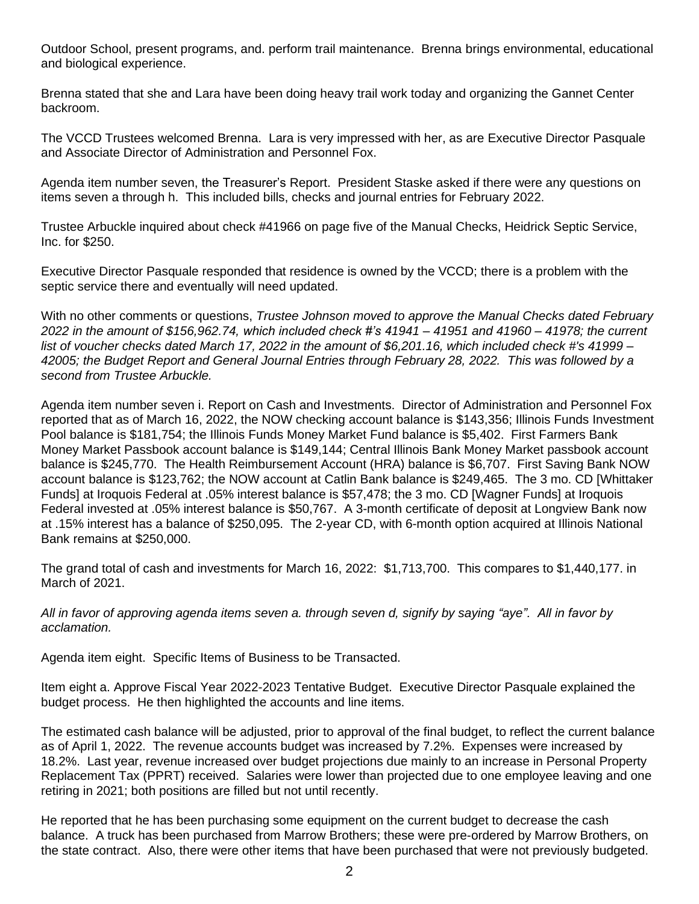Outdoor School, present programs, and. perform trail maintenance. Brenna brings environmental, educational and biological experience.

Brenna stated that she and Lara have been doing heavy trail work today and organizing the Gannet Center backroom.

The VCCD Trustees welcomed Brenna. Lara is very impressed with her, as are Executive Director Pasquale and Associate Director of Administration and Personnel Fox.

Agenda item number seven, the Treasurer's Report. President Staske asked if there were any questions on items seven a through h. This included bills, checks and journal entries for February 2022.

Trustee Arbuckle inquired about check #41966 on page five of the Manual Checks, Heidrick Septic Service, Inc. for $250.

Executive Director Pasquale responded that residence is owned by the VCCD; there is a problem with the septic service there and eventually will need updated.

With no other comments or questions, *Trustee Johnson moved to approve the Manual Checks dated February 2022 in the amount of $156,962.74, which included check #'s 41941 – 41951 and 41960 – 41978; the current list of voucher checks dated March 17, 2022 in the amount of $6,201.16, which included check #'s 41999 – 42005; the Budget Report and General Journal Entries through February 28, 2022. This was followed by a second from Trustee Arbuckle.*

Agenda item number seven i. Report on Cash and Investments. Director of Administration and Personnel Fox reported that as of March 16, 2022, the NOW checking account balance is $143,356; Illinois Funds Investment Pool balance is $181,754; the Illinois Funds Money Market Fund balance is $5,402. First Farmers Bank Money Market Passbook account balance is $149,144; Central Illinois Bank Money Market passbook account balance is $245,770. The Health Reimbursement Account (HRA) balance is $6,707. First Saving Bank NOW account balance is $123,762; the NOW account at Catlin Bank balance is $249,465. The 3 mo. CD [Whittaker Funds] at Iroquois Federal at .05% interest balance is $57,478; the 3 mo. CD [Wagner Funds] at Iroquois Federal invested at .05% interest balance is $50,767. A 3-month certificate of deposit at Longview Bank now at .15% interest has a balance of $250,095. The 2-year CD, with 6-month option acquired at Illinois National Bank remains at $250,000.

The grand total of cash and investments for March 16, 2022: $1,713,700. This compares to $1,440,177. in March of 2021.

*All in favor of approving agenda items seven a. through seven d, signify by saying "aye". All in favor by acclamation.*

Agenda item eight. Specific Items of Business to be Transacted.

Item eight a. Approve Fiscal Year 2022-2023 Tentative Budget. Executive Director Pasquale explained the budget process. He then highlighted the accounts and line items.

The estimated cash balance will be adjusted, prior to approval of the final budget, to reflect the current balance as of April 1, 2022. The revenue accounts budget was increased by 7.2%. Expenses were increased by 18.2%. Last year, revenue increased over budget projections due mainly to an increase in Personal Property Replacement Tax (PPRT) received. Salaries were lower than projected due to one employee leaving and one retiring in 2021; both positions are filled but not until recently.

He reported that he has been purchasing some equipment on the current budget to decrease the cash balance. A truck has been purchased from Marrow Brothers; these were pre-ordered by Marrow Brothers, on the state contract. Also, there were other items that have been purchased that were not previously budgeted.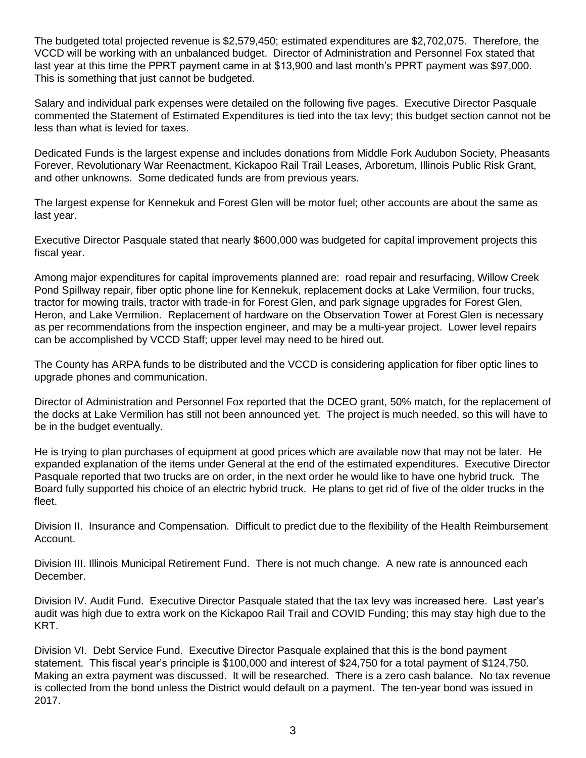The budgeted total projected revenue is $2,579,450; estimated expenditures are $2,702,075. Therefore, the VCCD will be working with an unbalanced budget. Director of Administration and Personnel Fox stated that last year at this time the PPRT payment came in at $13,900 and last month's PPRT payment was $97,000. This is something that just cannot be budgeted.

Salary and individual park expenses were detailed on the following five pages. Executive Director Pasquale commented the Statement of Estimated Expenditures is tied into the tax levy; this budget section cannot not be less than what is levied for taxes.

Dedicated Funds is the largest expense and includes donations from Middle Fork Audubon Society, Pheasants Forever, Revolutionary War Reenactment, Kickapoo Rail Trail Leases, Arboretum, Illinois Public Risk Grant, and other unknowns. Some dedicated funds are from previous years.

The largest expense for Kennekuk and Forest Glen will be motor fuel; other accounts are about the same as last year.

Executive Director Pasquale stated that nearly $600,000 was budgeted for capital improvement projects this fiscal year.

Among major expenditures for capital improvements planned are: road repair and resurfacing, Willow Creek Pond Spillway repair, fiber optic phone line for Kennekuk, replacement docks at Lake Vermilion, four trucks, tractor for mowing trails, tractor with trade-in for Forest Glen, and park signage upgrades for Forest Glen, Heron, and Lake Vermilion. Replacement of hardware on the Observation Tower at Forest Glen is necessary as per recommendations from the inspection engineer, and may be a multi-year project. Lower level repairs can be accomplished by VCCD Staff; upper level may need to be hired out.

The County has ARPA funds to be distributed and the VCCD is considering application for fiber optic lines to upgrade phones and communication.

Director of Administration and Personnel Fox reported that the DCEO grant, 50% match, for the replacement of the docks at Lake Vermilion has still not been announced yet. The project is much needed, so this will have to be in the budget eventually.

He is trying to plan purchases of equipment at good prices which are available now that may not be later. He expanded explanation of the items under General at the end of the estimated expenditures. Executive Director Pasquale reported that two trucks are on order, in the next order he would like to have one hybrid truck. The Board fully supported his choice of an electric hybrid truck. He plans to get rid of five of the older trucks in the fleet.

Division II. Insurance and Compensation. Difficult to predict due to the flexibility of the Health Reimbursement Account.

Division III. Illinois Municipal Retirement Fund. There is not much change. A new rate is announced each December.

Division IV. Audit Fund. Executive Director Pasquale stated that the tax levy was increased here. Last year's audit was high due to extra work on the Kickapoo Rail Trail and COVID Funding; this may stay high due to the KRT.

Division VI. Debt Service Fund. Executive Director Pasquale explained that this is the bond payment statement. This fiscal year's principle is $100,000 and interest of $24,750 for a total payment of $124,750. Making an extra payment was discussed. It will be researched. There is a zero cash balance. No tax revenue is collected from the bond unless the District would default on a payment. The ten-year bond was issued in 2017.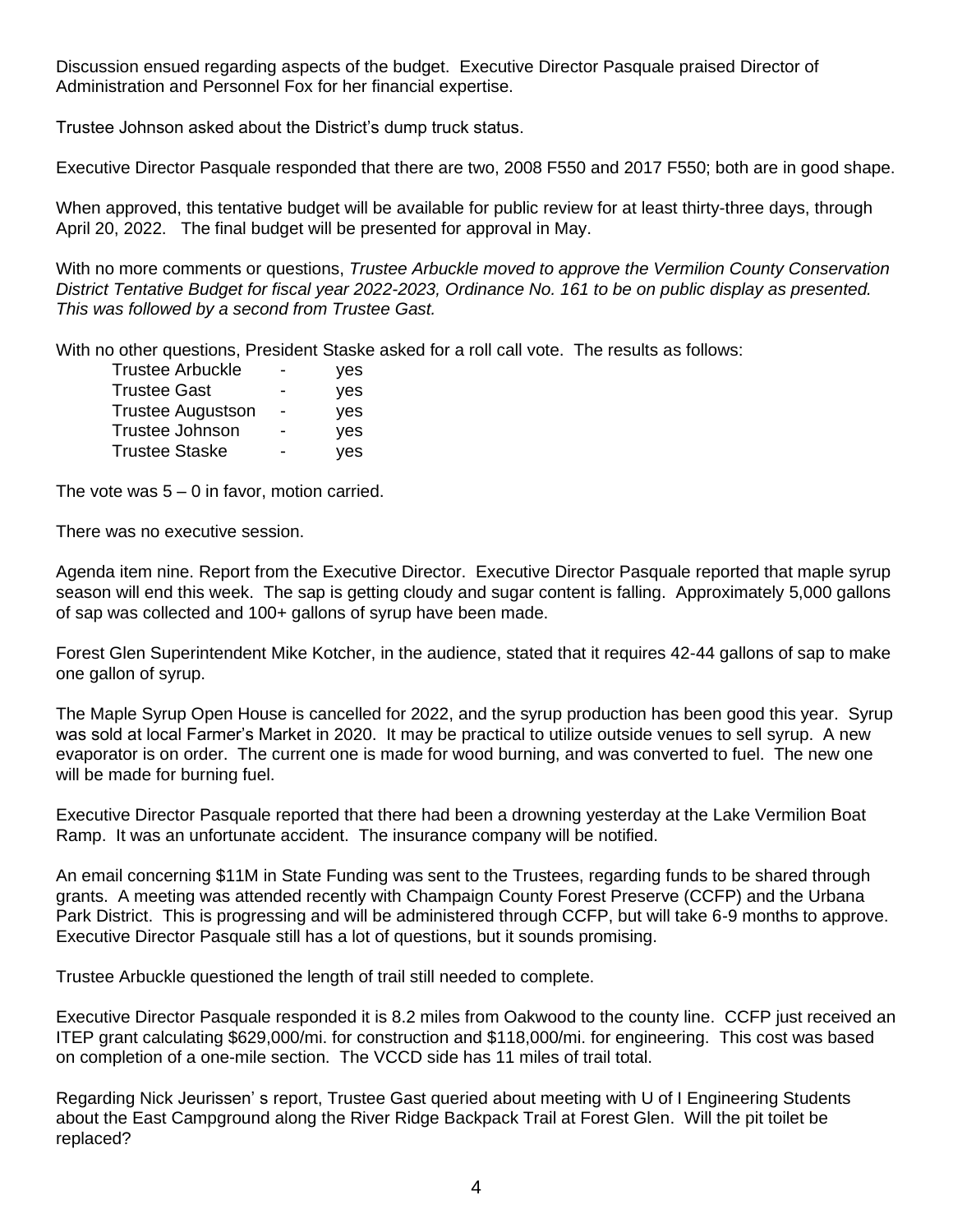Discussion ensued regarding aspects of the budget. Executive Director Pasquale praised Director of Administration and Personnel Fox for her financial expertise.

Trustee Johnson asked about the District's dump truck status.

Executive Director Pasquale responded that there are two, 2008 F550 and 2017 F550; both are in good shape.

When approved, this tentative budget will be available for public review for at least thirty-three days, through April 20, 2022. The final budget will be presented for approval in May.

With no more comments or questions, *Trustee Arbuckle moved to approve the Vermilion County Conservation District Tentative Budget for fiscal year 2022-2023, Ordinance No. 161 to be on public display as presented. This was followed by a second from Trustee Gast.*

With no other questions, President Staske asked for a roll call vote. The results as follows:

| | | |
|---|---|---|
| Trustee Arbuckle | - | yes |
| Trustee Gast | - | yes |
| Trustee Augustson | - | yes |
| Trustee Johnson | - | yes |
| Trustee Staske | - | yes |

The vote was 5 – 0 in favor, motion carried.

There was no executive session.

Agenda item nine. Report from the Executive Director. Executive Director Pasquale reported that maple syrup season will end this week. The sap is getting cloudy and sugar content is falling. Approximately 5,000 gallons of sap was collected and 100+ gallons of syrup have been made.

Forest Glen Superintendent Mike Kotcher, in the audience, stated that it requires 42-44 gallons of sap to make one gallon of syrup.

The Maple Syrup Open House is cancelled for 2022, and the syrup production has been good this year. Syrup was sold at local Farmer's Market in 2020. It may be practical to utilize outside venues to sell syrup. A new evaporator is on order. The current one is made for wood burning, and was converted to fuel. The new one will be made for burning fuel.

Executive Director Pasquale reported that there had been a drowning yesterday at the Lake Vermilion Boat Ramp. It was an unfortunate accident. The insurance company will be notified.

An email concerning \$11M in State Funding was sent to the Trustees, regarding funds to be shared through grants. A meeting was attended recently with Champaign County Forest Preserve (CCFP) and the Urbana Park District. This is progressing and will be administered through CCFP, but will take 6-9 months to approve. Executive Director Pasquale still has a lot of questions, but it sounds promising.

Trustee Arbuckle questioned the length of trail still needed to complete.

Executive Director Pasquale responded it is 8.2 miles from Oakwood to the county line. CCFP just received an ITEP grant calculating \$629,000/mi. for construction and \$118,000/mi. for engineering. This cost was based on completion of a one-mile section. The VCCD side has 11 miles of trail total.

Regarding Nick Jeurissen' s report, Trustee Gast queried about meeting with U of I Engineering Students about the East Campground along the River Ridge Backpack Trail at Forest Glen. Will the pit toilet be replaced?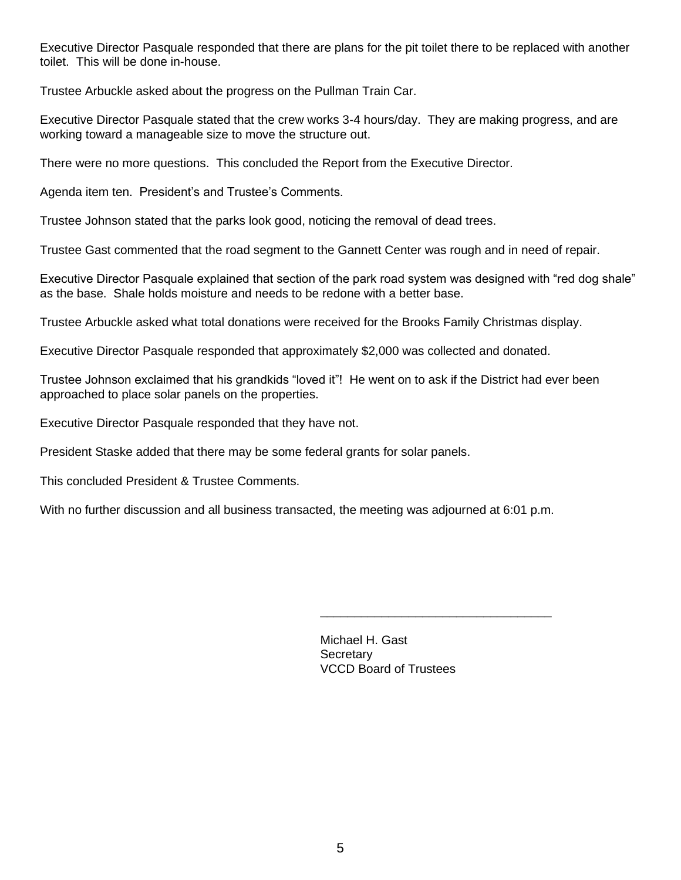Executive Director Pasquale responded that there are plans for the pit toilet there to be replaced with another toilet. This will be done in-house.

Trustee Arbuckle asked about the progress on the Pullman Train Car.

Executive Director Pasquale stated that the crew works 3-4 hours/day. They are making progress, and are working toward a manageable size to move the structure out.

There were no more questions. This concluded the Report from the Executive Director.

Agenda item ten. President's and Trustee's Comments.

Trustee Johnson stated that the parks look good, noticing the removal of dead trees.

Trustee Gast commented that the road segment to the Gannett Center was rough and in need of repair.

Executive Director Pasquale explained that section of the park road system was designed with "red dog shale" as the base. Shale holds moisture and needs to be redone with a better base.

Trustee Arbuckle asked what total donations were received for the Brooks Family Christmas display.

Executive Director Pasquale responded that approximately $2,000 was collected and donated.

Trustee Johnson exclaimed that his grandkids "loved it"! He went on to ask if the District had ever been approached to place solar panels on the properties.

Executive Director Pasquale responded that they have not.

President Staske added that there may be some federal grants for solar panels.

This concluded President & Trustee Comments.

With no further discussion and all business transacted, the meeting was adjourned at 6:01 p.m.

\_\_\_\_\_\_\_\_\_\_\_\_\_\_\_\_\_\_\_\_\_\_\_\_\_\_\_\_\_\_\_\_\_\_

Michael H. Gast
Secretary
VCCD Board of Trustees